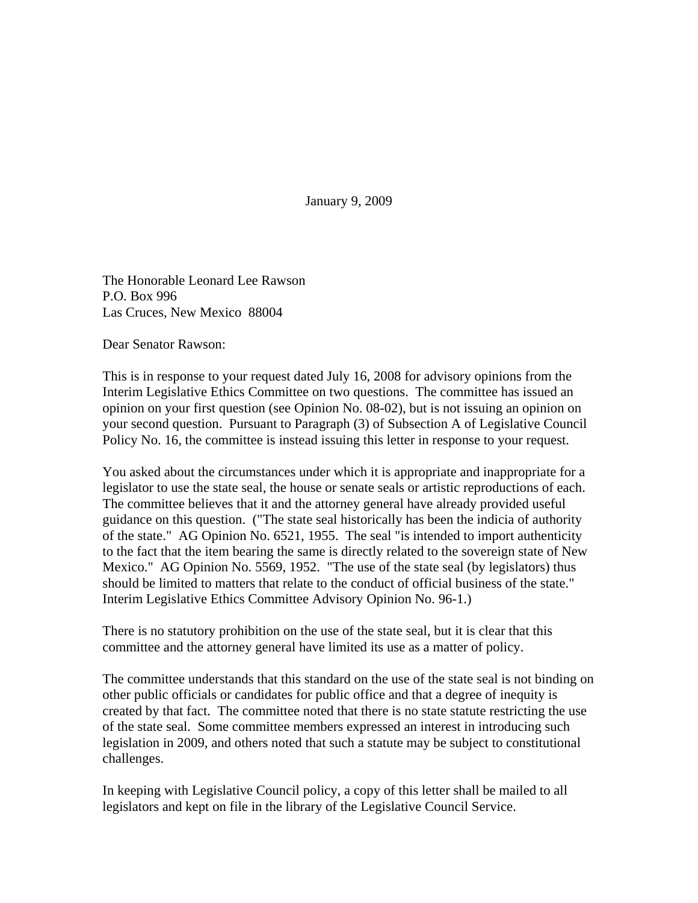January 9, 2009

The Honorable Leonard Lee Rawson
P.O. Box 996
Las Cruces, New Mexico 88004

Dear Senator Rawson:

This is in response to your request dated July 16, 2008 for advisory opinions from the Interim Legislative Ethics Committee on two questions. The committee has issued an opinion on your first question (see Opinion No. 08-02), but is not issuing an opinion on your second question. Pursuant to Paragraph (3) of Subsection A of Legislative Council Policy No. 16, the committee is instead issuing this letter in response to your request.

You asked about the circumstances under which it is appropriate and inappropriate for a legislator to use the state seal, the house or senate seals or artistic reproductions of each. The committee believes that it and the attorney general have already provided useful guidance on this question. ("The state seal historically has been the indicia of authority of the state." AG Opinion No. 6521, 1955. The seal "is intended to import authenticity to the fact that the item bearing the same is directly related to the sovereign state of New Mexico." AG Opinion No. 5569, 1952. "The use of the state seal (by legislators) thus should be limited to matters that relate to the conduct of official business of the state." Interim Legislative Ethics Committee Advisory Opinion No. 96-1.)

There is no statutory prohibition on the use of the state seal, but it is clear that this committee and the attorney general have limited its use as a matter of policy.

The committee understands that this standard on the use of the state seal is not binding on other public officials or candidates for public office and that a degree of inequity is created by that fact. The committee noted that there is no state statute restricting the use of the state seal. Some committee members expressed an interest in introducing such legislation in 2009, and others noted that such a statute may be subject to constitutional challenges.

In keeping with Legislative Council policy, a copy of this letter shall be mailed to all legislators and kept on file in the library of the Legislative Council Service.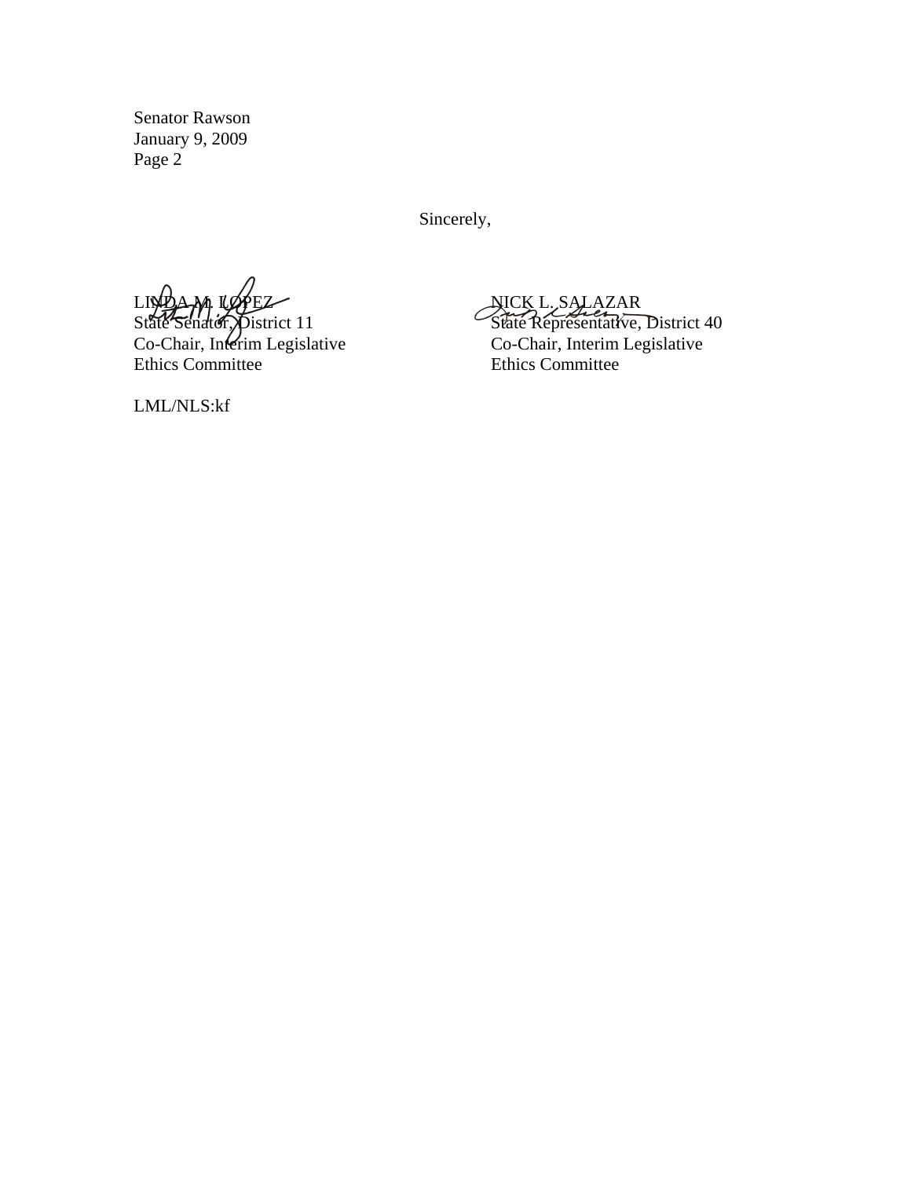Senator Rawson
January 9, 2009
Page 2

Sincerely,

LINDA M. LOPEZ
State Senator, District 11
Co-Chair, Interim Legislative
Ethics Committee

NICK L. SALAZAR
State Representative, District 40
Co-Chair, Interim Legislative
Ethics Committee

LML/NLS:kf